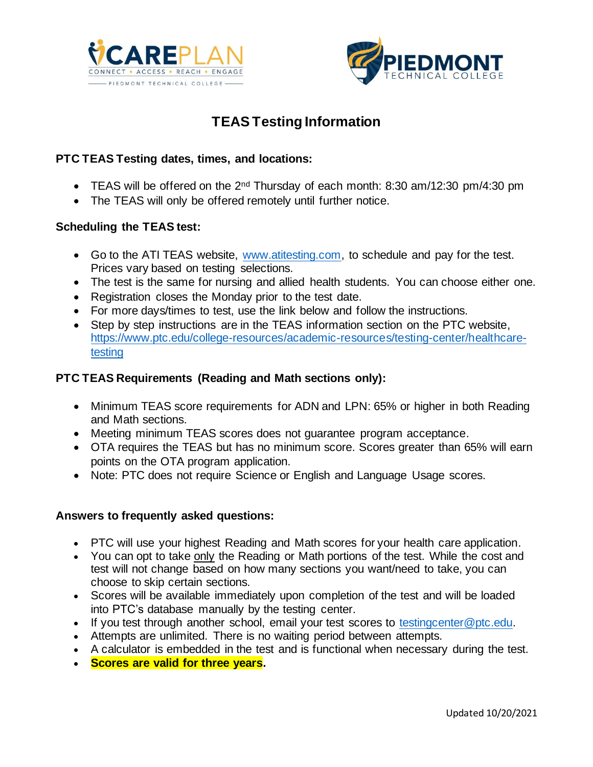# TEAS Testing Information

**PTC TEAS Testing dates, times, and locations:**

- TEAS will be offered on the 2nd Thursday of each month: 8:30 am/12:30 pm/4:30 pm
- The TEAS will only be offered remotely until further notice.

**Scheduling the TEAS test:**

- Go to the ATI TEAS website, [www.atitesting.com](http://www.atitesting.com), to schedule and pay for the test. Prices vary based on testing selections.
- The test is the same for nursing and allied health students. You can choose either one.
- Registration closes the Monday prior to the test date.
- For more days/times to test, use the link below and follow the instructions.
- Step by step instructions are in the TEAS information section on the PTC website, [https://www.ptc.edu/college-resources/academic-resources/testing-center/healthcare-testing](https://www.ptc.edu/college-resources/academic-resources/testing-center/healthcare-testing)

**PTC TEAS Requirements (Reading and Math sections only):**

- Minimum TEAS score requirements for ADN and LPN: 65% or higher in both Reading and Math sections.
- Meeting minimum TEAS scores does not guarantee program acceptance.
- OTA requires the TEAS but has no minimum score. Scores greater than 65% will earn points on the OTA program application.
- Note: PTC does not require Science or English and Language Usage scores.

**Answers to frequently asked questions:**

- PTC will use your highest Reading and Math scores for your health care application.
- You can opt to take only the Reading or Math portions of the test. While the cost and test will not change based on how many sections you want/need to take, you can choose to skip certain sections.
- Scores will be available immediately upon completion of the test and will be loaded into PTC's database manually by the testing center.
- If you test through another school, email your test scores to [testingcenter@ptc.edu](mailto:testingcenter@ptc.edu).
- Attempts are unlimited. There is no waiting period between attempts.
- A calculator is embedded in the test and is functional when necessary during the test.
- **Scores are valid for three years.**

Updated 10/20/2021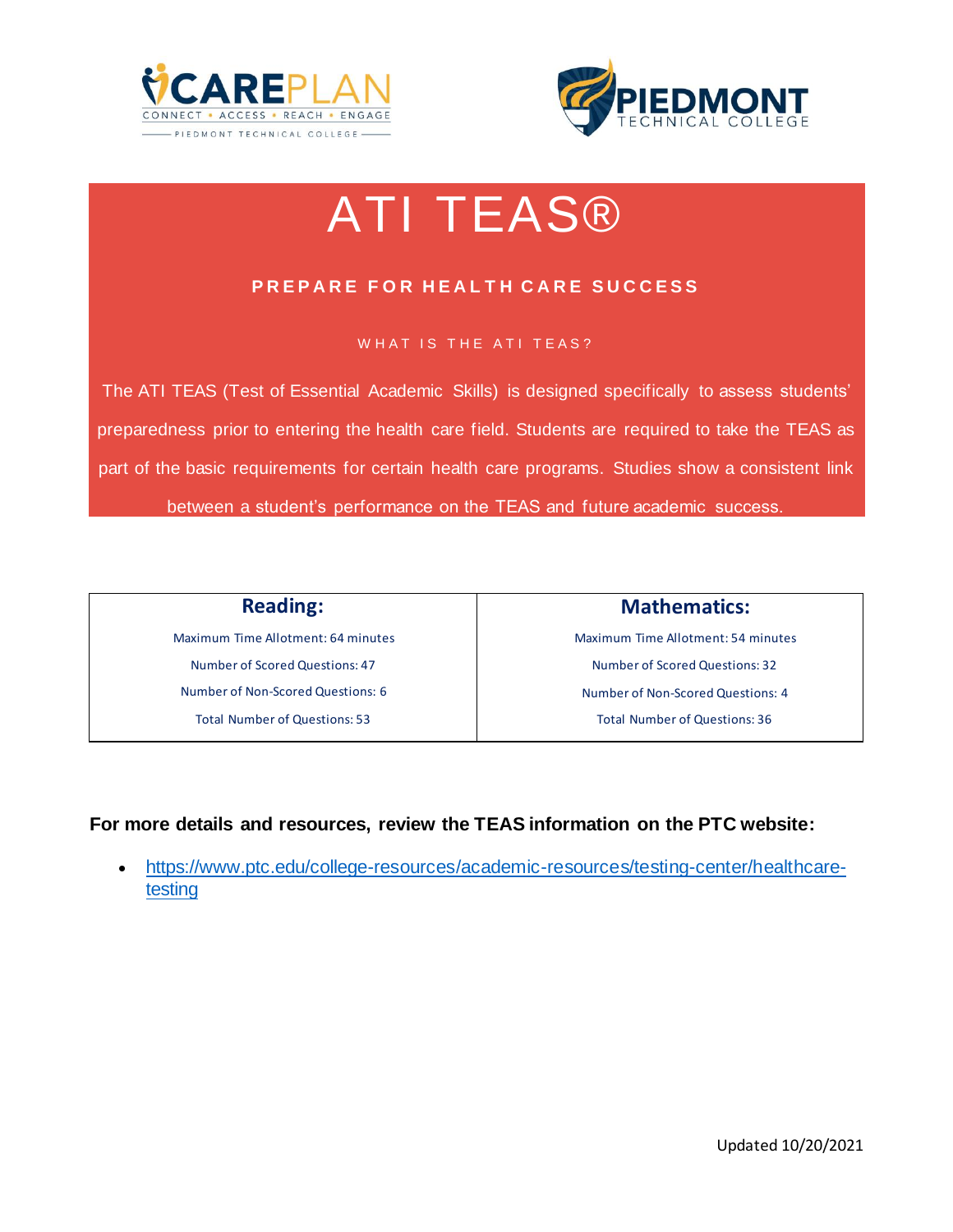# ATI TEAS®

**PREPARE FOR HEALTH CARE SUCCESS**

WHAT IS THE ATI TEAS?

The ATI TEAS (Test of Essential Academic Skills) is designed specifically to assess students' preparedness prior to entering the health care field. Students are required to take the TEAS as part of the basic requirements for certain health care programs. Studies show a consistent link between a student's performance on the TEAS and future academic success.

| Reading: | Mathematics: |
|---|---|
| Maximum Time Allotment: 64 minutes | Maximum Time Allotment: 54 minutes |
| Number of Scored Questions: 47 | Number of Scored Questions: 32 |
| Number of Non-Scored Questions: 6 | Number of Non-Scored Questions: 4 |
| Total Number of Questions: 53 | Total Number of Questions: 36 |

**For more details and resources, review the TEAS information on the PTC website:**

- https://www.ptc.edu/college-resources/academic-resources/testing-center/healthcare-testing

Updated 10/20/2021